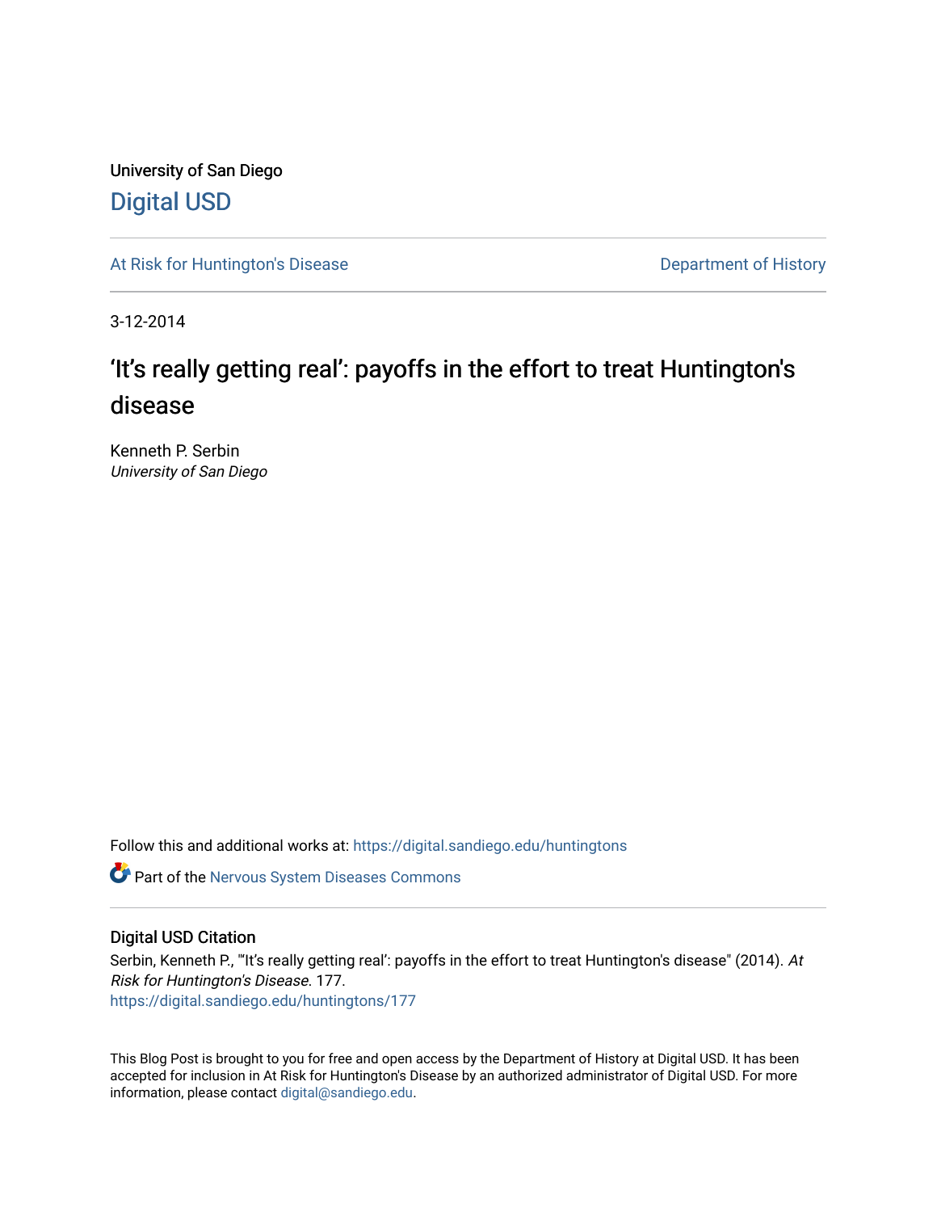University of San Diego

Digital USD

At Risk for Huntington's Disease

Department of History

3-12-2014

# ‘It’s really getting real’: payoffs in the effort to treat Huntington's disease

Kenneth P. Serbin
*University of San Diego*

Follow this and additional works at: https://digital.sandiego.edu/huntingtons

Part of the Nervous System Diseases Commons

## Digital USD Citation

Serbin, Kenneth P., "‘It’s really getting real’: payoffs in the effort to treat Huntington's disease" (2014). *At Risk for Huntington's Disease*. 177.
https://digital.sandiego.edu/huntingtons/177

This Blog Post is brought to you for free and open access by the Department of History at Digital USD. It has been accepted for inclusion in At Risk for Huntington's Disease by an authorized administrator of Digital USD. For more information, please contact digital@sandiego.edu.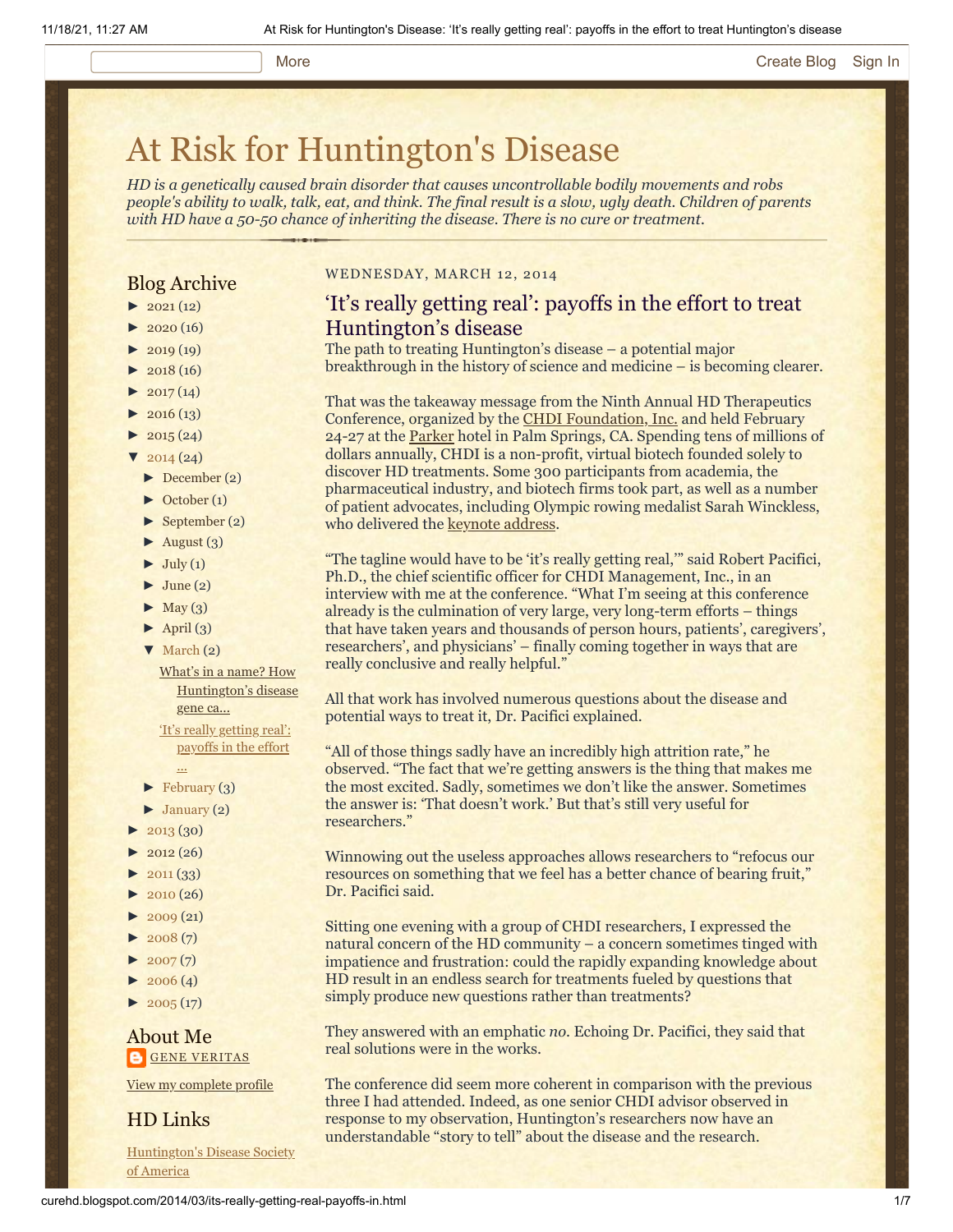# At Risk for Huntington's Disease

*HD is a genetically caused brain disorder that causes uncontrollable bodily movements and robs people's ability to walk, talk, eat, and think. The final result is a slow, ugly death. Children of parents with HD have a 50-50 chance of inheriting the disease. There is no cure or treatment.*

## Blog Archive

- ► 2021 (12)
- ► 2020 (16)
- ► 2019 (19)
- ► 2018 (16)
- ► 2017 (14)
- ► 2016 (13)
- ► 2015 (24)
- ▼ 2014 (24)
  - ► December (2)
  - ► October (1)
  - ► September (2)
  - ► August (3)
  - ► July (1)
  - ► June (2)
  - ► May (3)
  - ► April (3)
  - ▼ March (2)
    - What's in a name? How Huntington's disease gene ca...
    - 'It's really getting real': payoffs in the effort ...
  - ► February (3)
  - ► January (2)
- ► 2013 (30)
- ► 2012 (26)
- ► 2011 (33)
- ► 2010 (26)
- ► 2009 (21)
- ► 2008 (7)
- ► 2007 (7)
- ► 2006 (4)
- ► 2005 (17)

## About Me

GENE VERITAS

View my complete profile

## HD Links

Huntington's Disease Society of America

WEDNESDAY, MARCH 12, 2014

## 'It's really getting real': payoffs in the effort to treat Huntington's disease

The path to treating Huntington's disease – a potential major breakthrough in the history of science and medicine – is becoming clearer.

That was the takeaway message from the Ninth Annual HD Therapeutics Conference, organized by the CHDI Foundation, Inc. and held February 24-27 at the Parker hotel in Palm Springs, CA. Spending tens of millions of dollars annually, CHDI is a non-profit, virtual biotech founded solely to discover HD treatments. Some 300 participants from academia, the pharmaceutical industry, and biotech firms took part, as well as a number of patient advocates, including Olympic rowing medalist Sarah Winckless, who delivered the keynote address.

"The tagline would have to be 'it's really getting real,'" said Robert Pacifici, Ph.D., the chief scientific officer for CHDI Management, Inc., in an interview with me at the conference. "What I'm seeing at this conference already is the culmination of very large, very long-term efforts – things that have taken years and thousands of person hours, patients', caregivers', researchers', and physicians' – finally coming together in ways that are really conclusive and really helpful."

All that work has involved numerous questions about the disease and potential ways to treat it, Dr. Pacifici explained.

"All of those things sadly have an incredibly high attrition rate," he observed. "The fact that we're getting answers is the thing that makes me the most excited. Sadly, sometimes we don't like the answer. Sometimes the answer is: 'That doesn't work.' But that's still very useful for researchers."

Winnowing out the useless approaches allows researchers to "refocus our resources on something that we feel has a better chance of bearing fruit," Dr. Pacifici said.

Sitting one evening with a group of CHDI researchers, I expressed the natural concern of the HD community – a concern sometimes tinged with impatience and frustration: could the rapidly expanding knowledge about HD result in an endless search for treatments fueled by questions that simply produce new questions rather than treatments?

They answered with an emphatic *no*. Echoing Dr. Pacifici, they said that real solutions were in the works.

The conference did seem more coherent in comparison with the previous three I had attended. Indeed, as one senior CHDI advisor observed in response to my observation, Huntington's researchers now have an understandable "story to tell" about the disease and the research.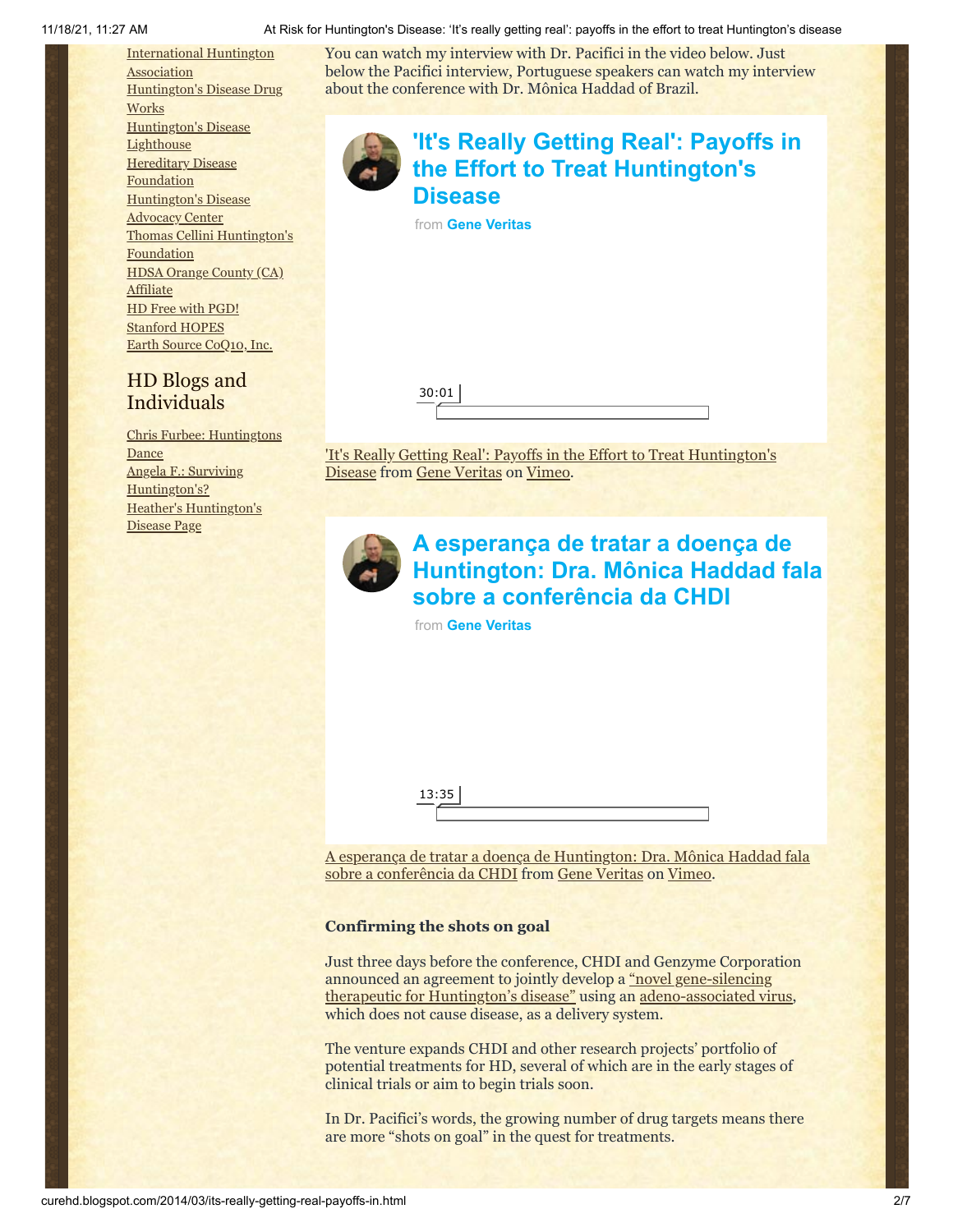International Huntington Association
Huntington's Disease Drug Works
Huntington's Disease Lighthouse
Hereditary Disease Foundation
Huntington's Disease Advocacy Center
Thomas Cellini Huntington's Foundation
HDSA Orange County (CA) Affiliate
HD Free with PGD!
Stanford HOPES
Earth Source CoQ10, Inc.

## HD Blogs and Individuals

Chris Furbee: Huntingtons Dance
Angela F.: Surviving Huntington's?
Heather's Huntington's Disease Page

You can watch my interview with Dr. Pacifici in the video below. Just below the Pacifici interview, Portuguese speakers can watch my interview about the conference with Dr. Mônica Haddad of Brazil.

**'It's Really Getting Real': Payoffs in the Effort to Treat Huntington's Disease**

from **Gene Veritas**

30:01

'It's Really Getting Real': Payoffs in the Effort to Treat Huntington's Disease from Gene Veritas on Vimeo.

**A esperança de tratar a doença de Huntington: Dra. Mônica Haddad fala sobre a conferência da CHDI**

from **Gene Veritas**

13:35

A esperança de tratar a doença de Huntington: Dra. Mônica Haddad fala sobre a conferência da CHDI from Gene Veritas on Vimeo.

**Confirming the shots on goal**

Just three days before the conference, CHDI and Genzyme Corporation announced an agreement to jointly develop a "novel gene-silencing therapeutic for Huntington's disease" using an adeno-associated virus, which does not cause disease, as a delivery system.

The venture expands CHDI and other research projects' portfolio of potential treatments for HD, several of which are in the early stages of clinical trials or aim to begin trials soon.

In Dr. Pacifici's words, the growing number of drug targets means there are more "shots on goal" in the quest for treatments.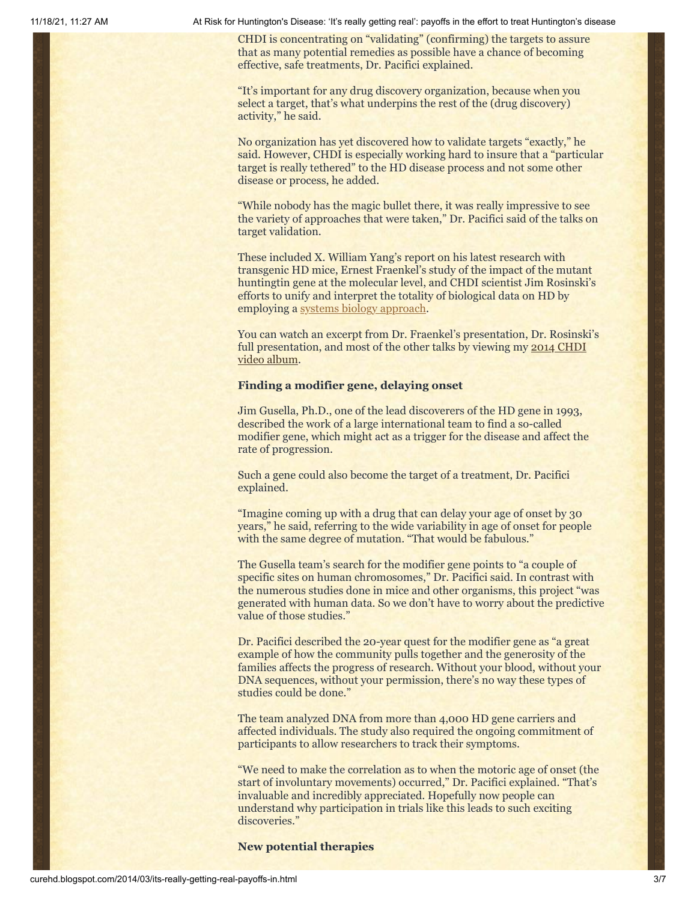CHDI is concentrating on "validating" (confirming) the targets to assure that as many potential remedies as possible have a chance of becoming effective, safe treatments, Dr. Pacifici explained.

"It's important for any drug discovery organization, because when you select a target, that's what underpins the rest of the (drug discovery) activity," he said.

No organization has yet discovered how to validate targets "exactly," he said. However, CHDI is especially working hard to insure that a "particular target is really tethered" to the HD disease process and not some other disease or process, he added.

"While nobody has the magic bullet there, it was really impressive to see the variety of approaches that were taken," Dr. Pacifici said of the talks on target validation.

These included X. William Yang's report on his latest research with transgenic HD mice, Ernest Fraenkel's study of the impact of the mutant huntingtin gene at the molecular level, and CHDI scientist Jim Rosinski's efforts to unify and interpret the totality of biological data on HD by employing a [systems biology approach](#).

You can watch an excerpt from Dr. Fraenkel's presentation, Dr. Rosinski's full presentation, and most of the other talks by viewing my [2014 CHDI video album](#).

**Finding a modifier gene, delaying onset**

Jim Gusella, Ph.D., one of the lead discoverers of the HD gene in 1993, described the work of a large international team to find a so-called modifier gene, which might act as a trigger for the disease and affect the rate of progression.

Such a gene could also become the target of a treatment, Dr. Pacifici explained.

"Imagine coming up with a drug that can delay your age of onset by 30 years," he said, referring to the wide variability in age of onset for people with the same degree of mutation. "That would be fabulous."

The Gusella team's search for the modifier gene points to "a couple of specific sites on human chromosomes," Dr. Pacifici said. In contrast with the numerous studies done in mice and other organisms, this project "was generated with human data. So we don't have to worry about the predictive value of those studies."

Dr. Pacifici described the 20-year quest for the modifier gene as "a great example of how the community pulls together and the generosity of the families affects the progress of research. Without your blood, without your DNA sequences, without your permission, there's no way these types of studies could be done."

The team analyzed DNA from more than 4,000 HD gene carriers and affected individuals. The study also required the ongoing commitment of participants to allow researchers to track their symptoms.

"We need to make the correlation as to when the motoric age of onset (the start of involuntary movements) occurred," Dr. Pacifici explained. "That's invaluable and incredibly appreciated. Hopefully now people can understand why participation in trials like this leads to such exciting discoveries."

**New potential therapies**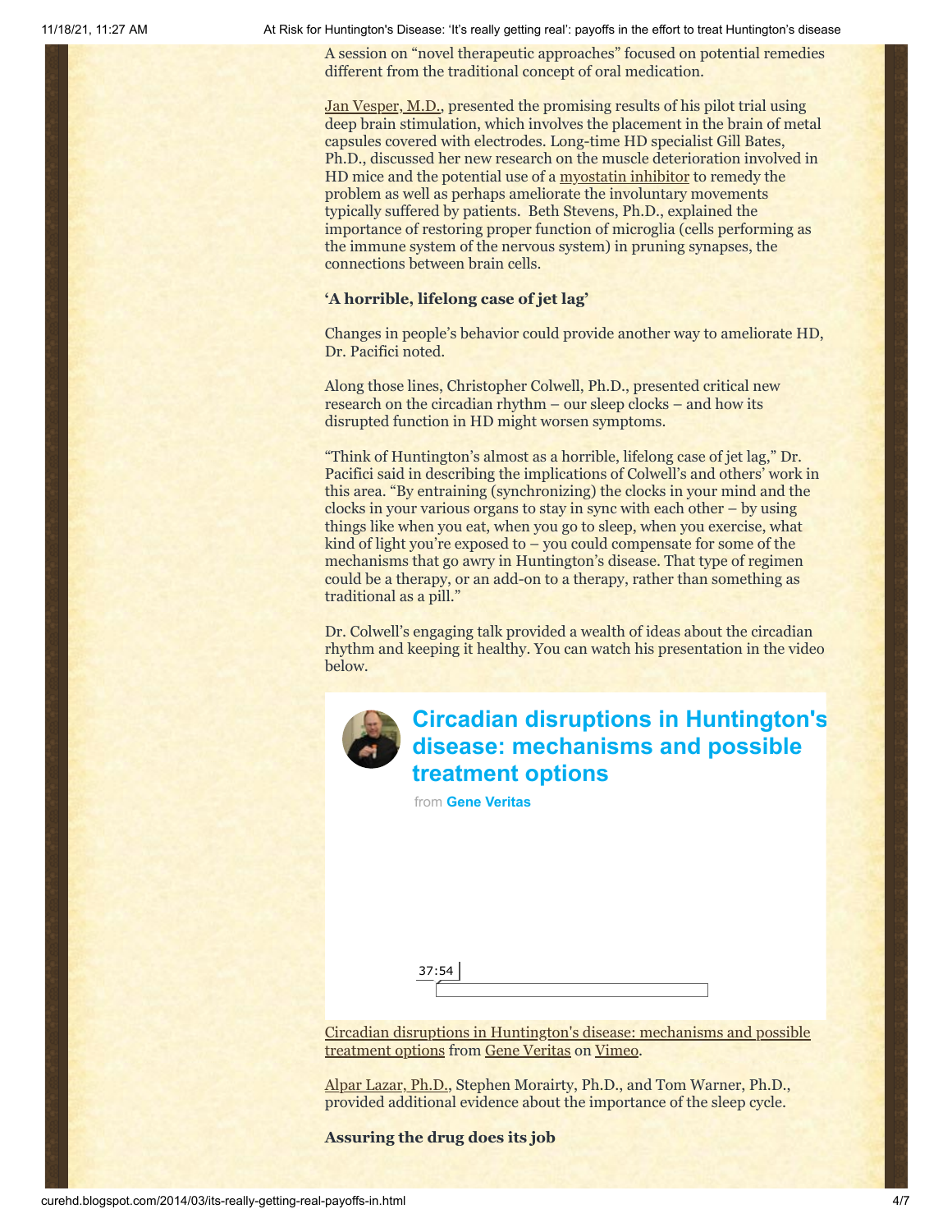A session on "novel therapeutic approaches" focused on potential remedies different from the traditional concept of oral medication.

Jan Vesper, M.D., presented the promising results of his pilot trial using deep brain stimulation, which involves the placement in the brain of metal capsules covered with electrodes. Long-time HD specialist Gill Bates, Ph.D., discussed her new research on the muscle deterioration involved in HD mice and the potential use of a myostatin inhibitor to remedy the problem as well as perhaps ameliorate the involuntary movements typically suffered by patients. Beth Stevens, Ph.D., explained the importance of restoring proper function of microglia (cells performing as the immune system of the nervous system) in pruning synapses, the connections between brain cells.

**'A horrible, lifelong case of jet lag'**

Changes in people's behavior could provide another way to ameliorate HD, Dr. Pacifici noted.

Along those lines, Christopher Colwell, Ph.D., presented critical new research on the circadian rhythm – our sleep clocks – and how its disrupted function in HD might worsen symptoms.

"Think of Huntington's almost as a horrible, lifelong case of jet lag," Dr. Pacifici said in describing the implications of Colwell's and others' work in this area. "By entraining (synchronizing) the clocks in your mind and the clocks in your various organs to stay in sync with each other – by using things like when you eat, when you go to sleep, when you exercise, what kind of light you're exposed to – you could compensate for some of the mechanisms that go awry in Huntington's disease. That type of regimen could be a therapy, or an add-on to a therapy, rather than something as traditional as a pill."

Dr. Colwell's engaging talk provided a wealth of ideas about the circadian rhythm and keeping it healthy. You can watch his presentation in the video below.

**Circadian disruptions in Huntington's disease: mechanisms and possible treatment options**

from **Gene Veritas**

37:54

Circadian disruptions in Huntington's disease: mechanisms and possible treatment options from Gene Veritas on Vimeo.

Alpar Lazar, Ph.D., Stephen Morairty, Ph.D., and Tom Warner, Ph.D., provided additional evidence about the importance of the sleep cycle.

**Assuring the drug does its job**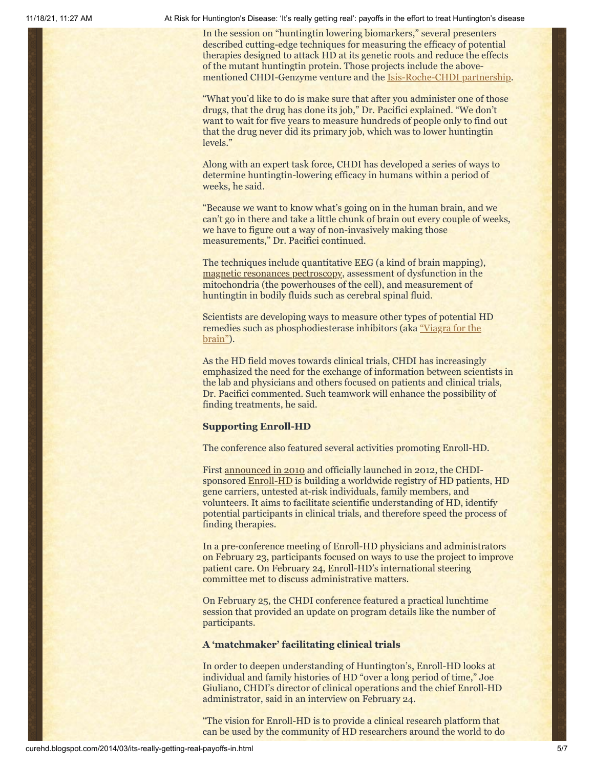In the session on "huntingtin lowering biomarkers," several presenters described cutting-edge techniques for measuring the efficacy of potential therapies designed to attack HD at its genetic roots and reduce the effects of the mutant huntingtin protein. Those projects include the above-mentioned CHDI-Genzyme venture and the Isis-Roche-CHDI partnership.

"What you'd like to do is make sure that after you administer one of those drugs, that the drug has done its job," Dr. Pacifici explained. "We don't want to wait for five years to measure hundreds of people only to find out that the drug never did its primary job, which was to lower huntingtin levels."

Along with an expert task force, CHDI has developed a series of ways to determine huntingtin-lowering efficacy in humans within a period of weeks, he said.

"Because we want to know what's going on in the human brain, and we can't go in there and take a little chunk of brain out every couple of weeks, we have to figure out a way of non-invasively making those measurements," Dr. Pacifici continued.

The techniques include quantitative EEG (a kind of brain mapping), magnetic resonances pectroscopy, assessment of dysfunction in the mitochondria (the powerhouses of the cell), and measurement of huntingtin in bodily fluids such as cerebral spinal fluid.

Scientists are developing ways to measure other types of potential HD remedies such as phosphodiesterase inhibitors (aka "Viagra for the brain").

As the HD field moves towards clinical trials, CHDI has increasingly emphasized the need for the exchange of information between scientists in the lab and physicians and others focused on patients and clinical trials, Dr. Pacifici commented. Such teamwork will enhance the possibility of finding treatments, he said.

**Supporting Enroll-HD**

The conference also featured several activities promoting Enroll-HD.

First announced in 2010 and officially launched in 2012, the CHDI-sponsored Enroll-HD is building a worldwide registry of HD patients, HD gene carriers, untested at-risk individuals, family members, and volunteers. It aims to facilitate scientific understanding of HD, identify potential participants in clinical trials, and therefore speed the process of finding therapies.

In a pre-conference meeting of Enroll-HD physicians and administrators on February 23, participants focused on ways to use the project to improve patient care. On February 24, Enroll-HD's international steering committee met to discuss administrative matters.

On February 25, the CHDI conference featured a practical lunchtime session that provided an update on program details like the number of participants.

**A 'matchmaker' facilitating clinical trials**

In order to deepen understanding of Huntington's, Enroll-HD looks at individual and family histories of HD "over a long period of time," Joe Giuliano, CHDI's director of clinical operations and the chief Enroll-HD administrator, said in an interview on February 24.

"The vision for Enroll-HD is to provide a clinical research platform that can be used by the community of HD researchers around the world to do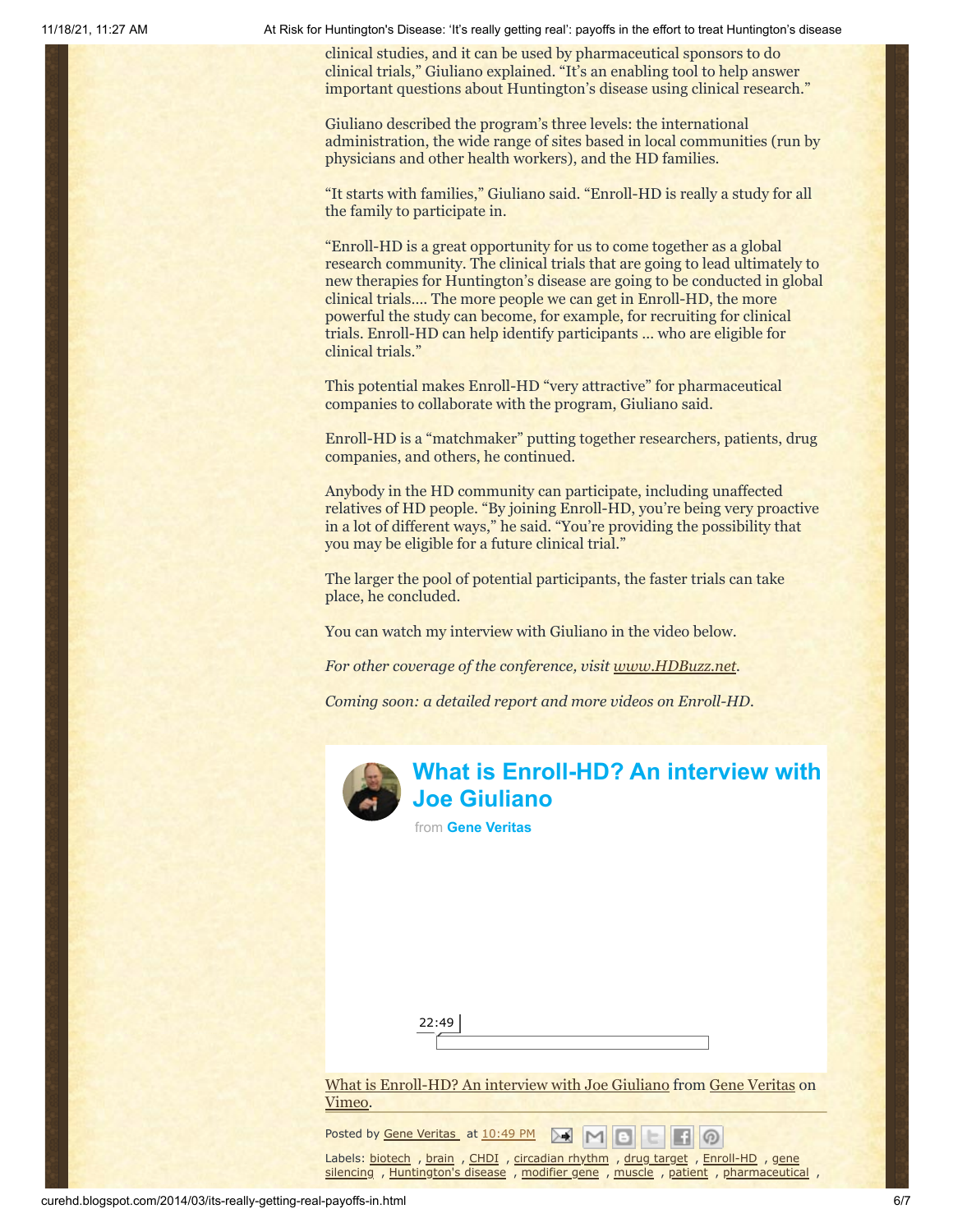clinical studies, and it can be used by pharmaceutical sponsors to do clinical trials," Giuliano explained. "It's an enabling tool to help answer important questions about Huntington's disease using clinical research."

Giuliano described the program's three levels: the international administration, the wide range of sites based in local communities (run by physicians and other health workers), and the HD families.

"It starts with families," Giuliano said. "Enroll-HD is really a study for all the family to participate in.

"Enroll-HD is a great opportunity for us to come together as a global research community. The clinical trials that are going to lead ultimately to new therapies for Huntington's disease are going to be conducted in global clinical trials.... The more people we can get in Enroll-HD, the more powerful the study can become, for example, for recruiting for clinical trials. Enroll-HD can help identify participants ... who are eligible for clinical trials."

This potential makes Enroll-HD "very attractive" for pharmaceutical companies to collaborate with the program, Giuliano said.

Enroll-HD is a "matchmaker" putting together researchers, patients, drug companies, and others, he continued.

Anybody in the HD community can participate, including unaffected relatives of HD people. "By joining Enroll-HD, you're being very proactive in a lot of different ways," he said. "You're providing the possibility that you may be eligible for a future clinical trial."

The larger the pool of potential participants, the faster trials can take place, he concluded.

You can watch my interview with Giuliano in the video below.

*For other coverage of the conference, visit [www.HDBuzz.net](www.HDBuzz.net).*

*Coming soon: a detailed report and more videos on Enroll-HD.*

## What is Enroll-HD? An interview with Joe Giuliano

from **Gene Veritas**

22:49

What is Enroll-HD? An interview with Joe Giuliano from Gene Veritas on Vimeo.

Posted by Gene Veritas at 10:49 PM

Labels: biotech , brain , CHDI , circadian rhythm , drug target , Enroll-HD , gene silencing , Huntington's disease , modifier gene , muscle , patient , pharmaceutical ,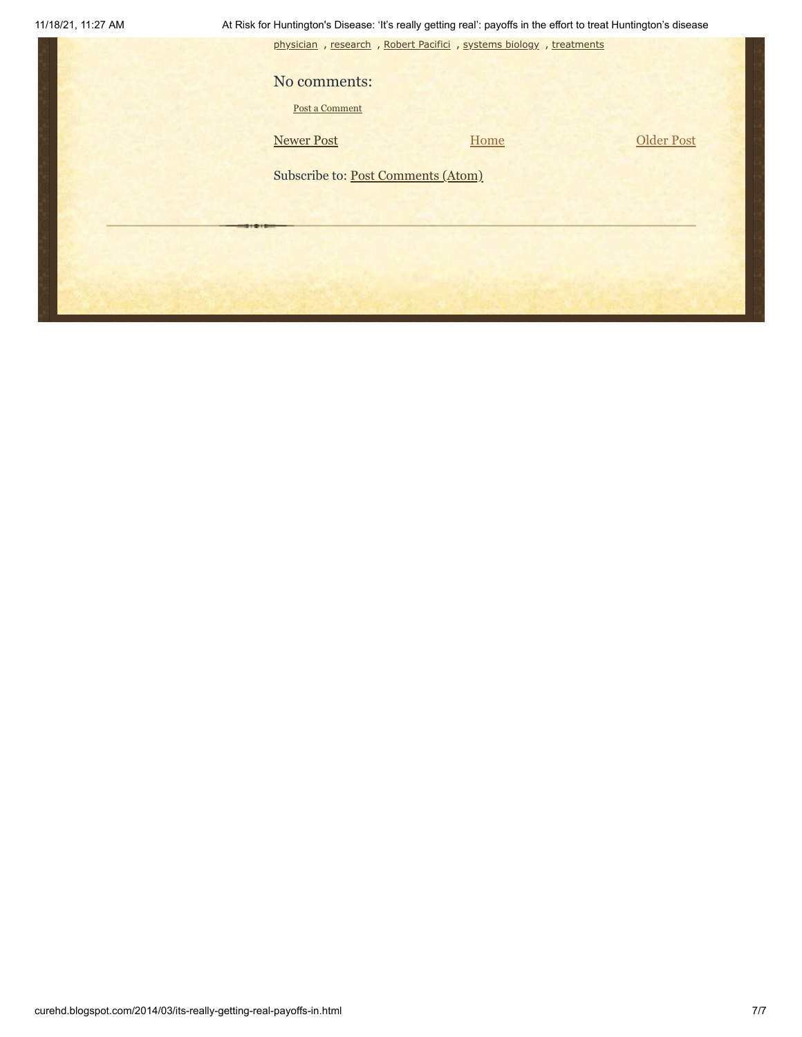physician , research , Robert Pacifici , systems biology , treatments

## No comments:

Post a Comment

Newer Post Home Older Post

Subscribe to: Post Comments (Atom)